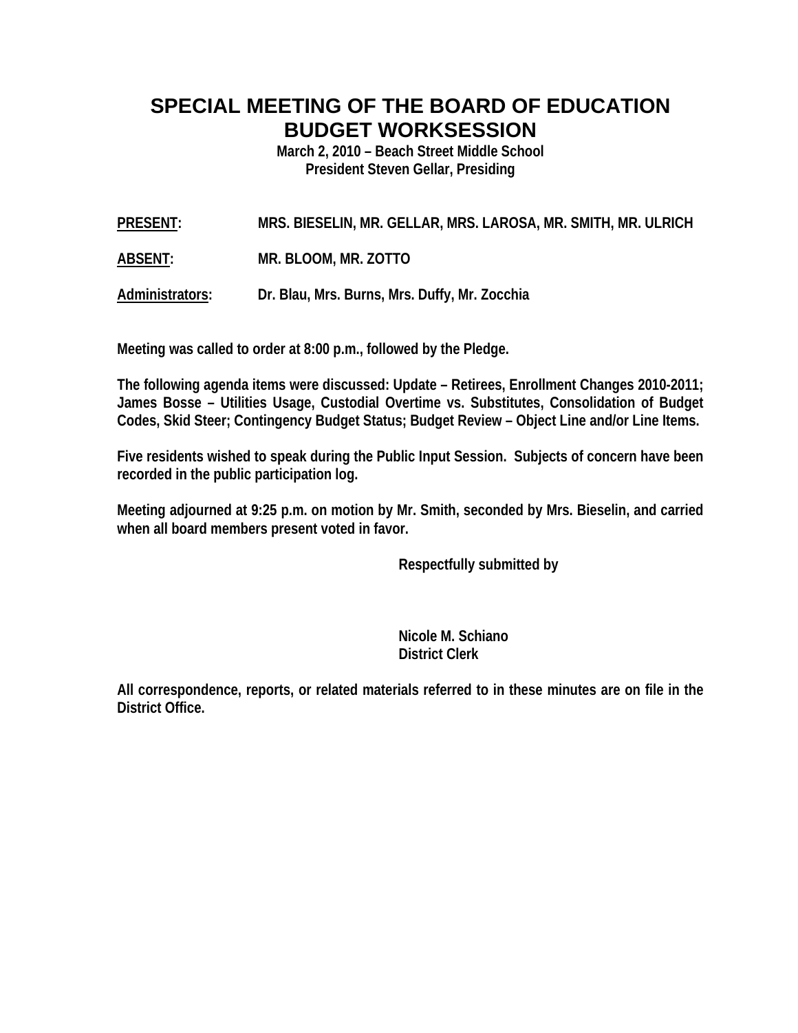# SPECIAL MEETING OF THE BOARD OF EDUCATION
# BUDGET WORKSESSION

**March 2, 2010 – Beach Street Middle School**
**President Steven Gellar, Presiding**

**PRESENT:** MRS. BIESELIN, MR. GELLAR, MRS. LAROSA, MR. SMITH, MR. ULRICH

**ABSENT:** MR. BLOOM, MR. ZOTTO

**Administrators:** Dr. Blau, Mrs. Burns, Mrs. Duffy, Mr. Zocchia

Meeting was called to order at 8:00 p.m., followed by the Pledge.

The following agenda items were discussed: Update – Retirees, Enrollment Changes 2010-2011; James Bosse – Utilities Usage, Custodial Overtime vs. Substitutes, Consolidation of Budget Codes, Skid Steer; Contingency Budget Status; Budget Review – Object Line and/or Line Items.

Five residents wished to speak during the Public Input Session. Subjects of concern have been recorded in the public participation log.

Meeting adjourned at 9:25 p.m. on motion by Mr. Smith, seconded by Mrs. Bieselin, and carried when all board members present voted in favor.

Respectfully submitted by

Nicole M. Schiano
District Clerk

All correspondence, reports, or related materials referred to in these minutes are on file in the District Office.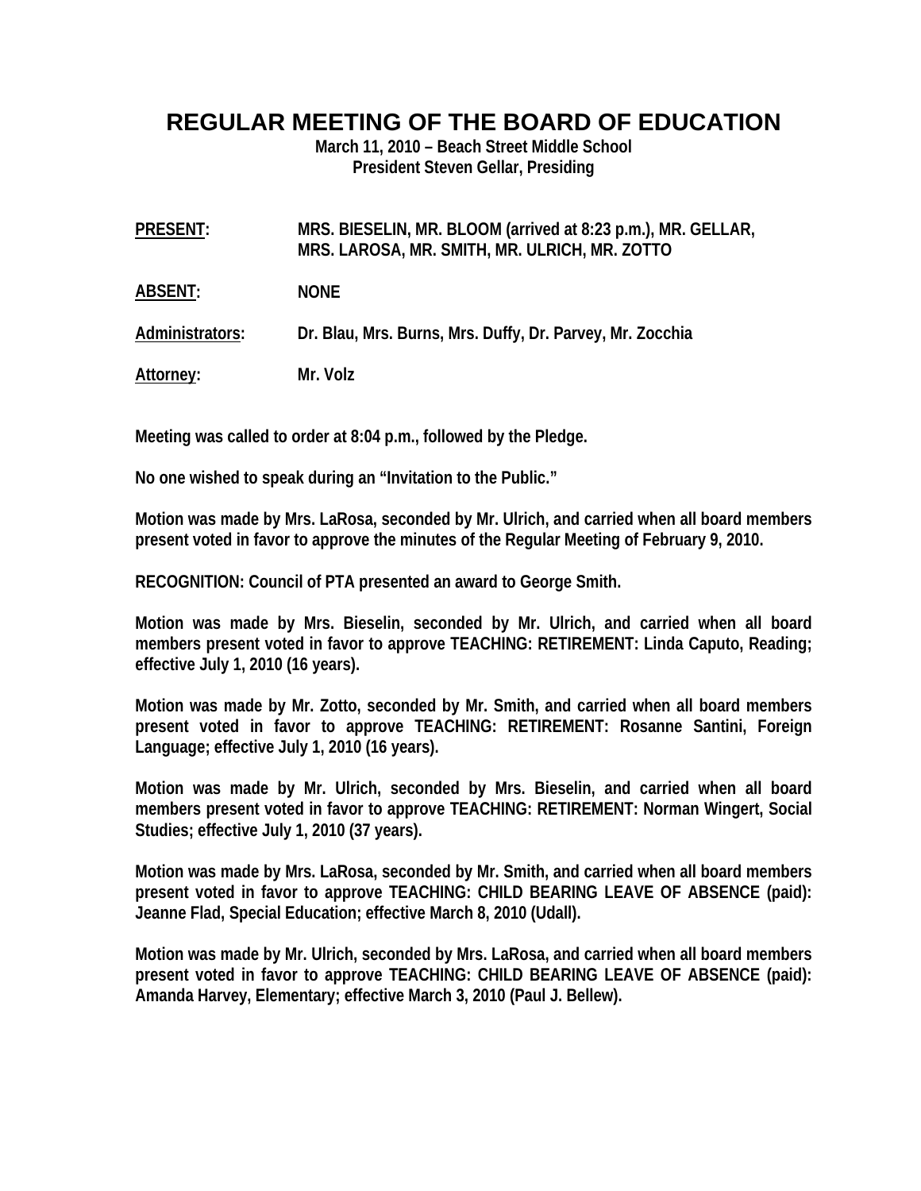# REGULAR MEETING OF THE BOARD OF EDUCATION

**March 11, 2010 – Beach Street Middle School**
**President Steven Gellar, Presiding**

**PRESENT:** MRS. BIESELIN, MR. BLOOM (arrived at 8:23 p.m.), MR. GELLAR, MRS. LAROSA, MR. SMITH, MR. ULRICH, MR. ZOTTO

**ABSENT:** NONE

**Administrators:** Dr. Blau, Mrs. Burns, Mrs. Duffy, Dr. Parvey, Mr. Zocchia

**Attorney:** Mr. Volz

Meeting was called to order at 8:04 p.m., followed by the Pledge.

No one wished to speak during an "Invitation to the Public."

Motion was made by Mrs. LaRosa, seconded by Mr. Ulrich, and carried when all board members present voted in favor to approve the minutes of the Regular Meeting of February 9, 2010.

RECOGNITION: Council of PTA presented an award to George Smith.

Motion was made by Mrs. Bieselin, seconded by Mr. Ulrich, and carried when all board members present voted in favor to approve TEACHING: RETIREMENT: Linda Caputo, Reading; effective July 1, 2010 (16 years).

Motion was made by Mr. Zotto, seconded by Mr. Smith, and carried when all board members present voted in favor to approve TEACHING: RETIREMENT: Rosanne Santini, Foreign Language; effective July 1, 2010 (16 years).

Motion was made by Mr. Ulrich, seconded by Mrs. Bieselin, and carried when all board members present voted in favor to approve TEACHING: RETIREMENT: Norman Wingert, Social Studies; effective July 1, 2010 (37 years).

Motion was made by Mrs. LaRosa, seconded by Mr. Smith, and carried when all board members present voted in favor to approve TEACHING: CHILD BEARING LEAVE OF ABSENCE (paid): Jeanne Flad, Special Education; effective March 8, 2010 (Udall).

Motion was made by Mr. Ulrich, seconded by Mrs. LaRosa, and carried when all board members present voted in favor to approve TEACHING: CHILD BEARING LEAVE OF ABSENCE (paid): Amanda Harvey, Elementary; effective March 3, 2010 (Paul J. Bellew).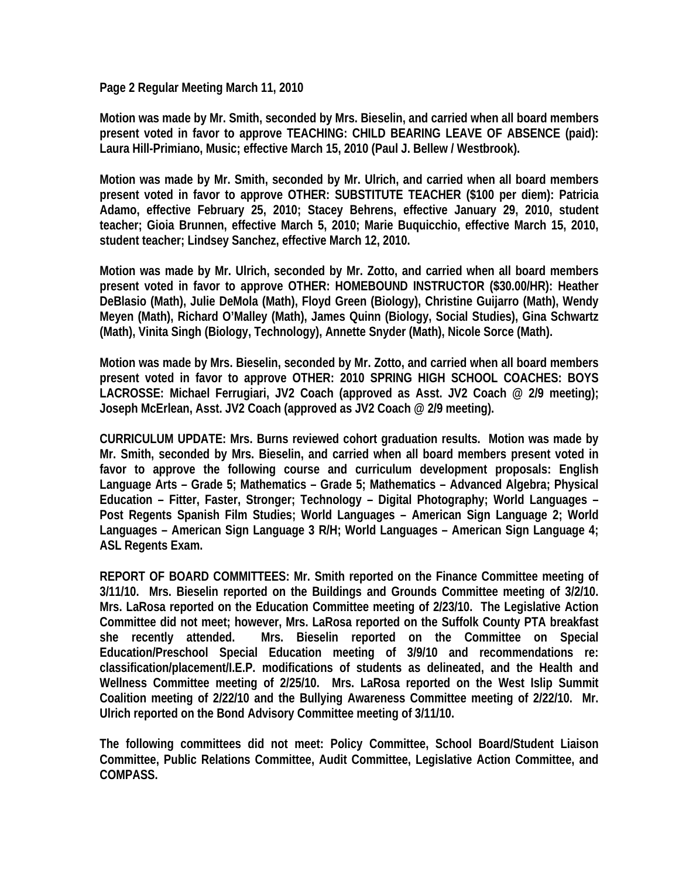Page 2 Regular Meeting March 11, 2010

**Motion was made by Mr. Smith, seconded by Mrs. Bieselin, and carried when all board members present voted in favor to approve TEACHING: CHILD BEARING LEAVE OF ABSENCE (paid): Laura Hill-Primiano, Music; effective March 15, 2010 (Paul J. Bellew / Westbrook).**

**Motion was made by Mr. Smith, seconded by Mr. Ulrich, and carried when all board members present voted in favor to approve OTHER: SUBSTITUTE TEACHER ($100 per diem): Patricia Adamo, effective February 25, 2010; Stacey Behrens, effective January 29, 2010, student teacher; Gioia Brunnen, effective March 5, 2010; Marie Buquicchio, effective March 15, 2010, student teacher; Lindsey Sanchez, effective March 12, 2010.**

**Motion was made by Mr. Ulrich, seconded by Mr. Zotto, and carried when all board members present voted in favor to approve OTHER: HOMEBOUND INSTRUCTOR ($30.00/HR): Heather DeBlasio (Math), Julie DeMola (Math), Floyd Green (Biology), Christine Guijarro (Math), Wendy Meyen (Math), Richard O'Malley (Math), James Quinn (Biology, Social Studies), Gina Schwartz (Math), Vinita Singh (Biology, Technology), Annette Snyder (Math), Nicole Sorce (Math).**

**Motion was made by Mrs. Bieselin, seconded by Mr. Zotto, and carried when all board members present voted in favor to approve OTHER: 2010 SPRING HIGH SCHOOL COACHES: BOYS LACROSSE: Michael Ferrugiari, JV2 Coach (approved as Asst. JV2 Coach @ 2/9 meeting); Joseph McErlean, Asst. JV2 Coach (approved as JV2 Coach @ 2/9 meeting).**

**CURRICULUM UPDATE: Mrs. Burns reviewed cohort graduation results. Motion was made by Mr. Smith, seconded by Mrs. Bieselin, and carried when all board members present voted in favor to approve the following course and curriculum development proposals: English Language Arts – Grade 5; Mathematics – Grade 5; Mathematics – Advanced Algebra; Physical Education – Fitter, Faster, Stronger; Technology – Digital Photography; World Languages – Post Regents Spanish Film Studies; World Languages – American Sign Language 2; World Languages – American Sign Language 3 R/H; World Languages – American Sign Language 4; ASL Regents Exam.**

**REPORT OF BOARD COMMITTEES: Mr. Smith reported on the Finance Committee meeting of 3/11/10. Mrs. Bieselin reported on the Buildings and Grounds Committee meeting of 3/2/10. Mrs. LaRosa reported on the Education Committee meeting of 2/23/10. The Legislative Action Committee did not meet; however, Mrs. LaRosa reported on the Suffolk County PTA breakfast she recently attended. Mrs. Bieselin reported on the Committee on Special Education/Preschool Special Education meeting of 3/9/10 and recommendations re: classification/placement/I.E.P. modifications of students as delineated, and the Health and Wellness Committee meeting of 2/25/10. Mrs. LaRosa reported on the West Islip Summit Coalition meeting of 2/22/10 and the Bullying Awareness Committee meeting of 2/22/10. Mr. Ulrich reported on the Bond Advisory Committee meeting of 3/11/10.**

**The following committees did not meet: Policy Committee, School Board/Student Liaison Committee, Public Relations Committee, Audit Committee, Legislative Action Committee, and COMPASS.**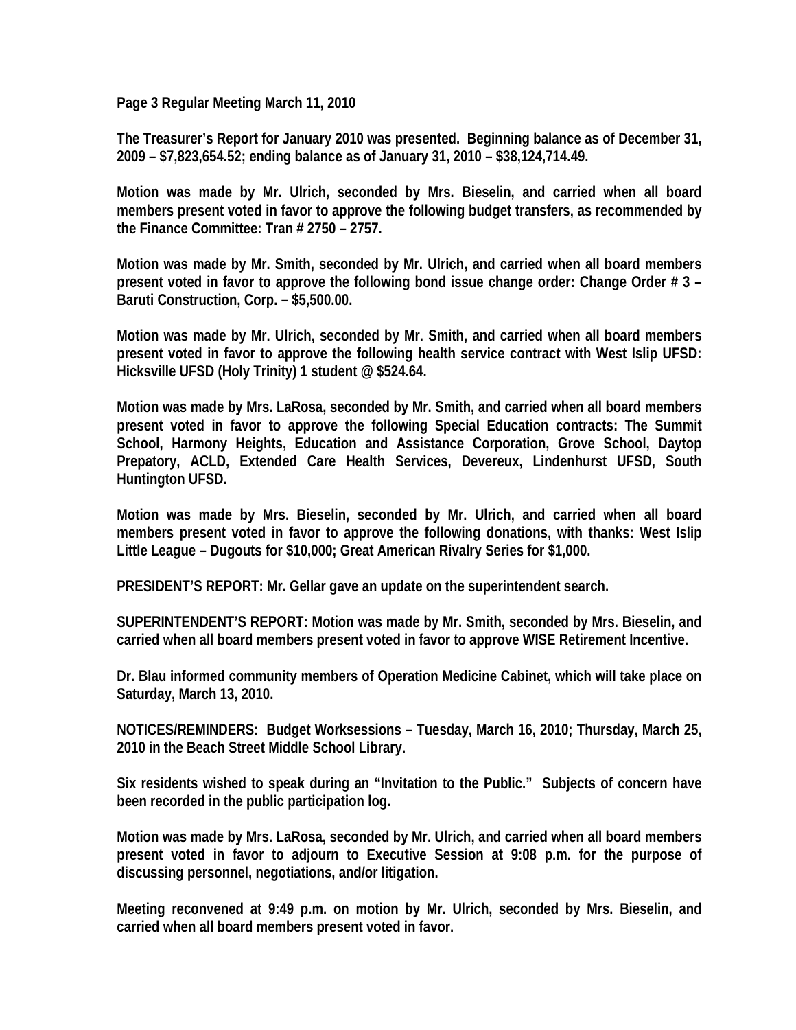**Page 3 Regular Meeting March 11, 2010**

**The Treasurer's Report for January 2010 was presented. Beginning balance as of December 31, 2009 – $7,823,654.52; ending balance as of January 31, 2010 – $38,124,714.49.**

**Motion was made by Mr. Ulrich, seconded by Mrs. Bieselin, and carried when all board members present voted in favor to approve the following budget transfers, as recommended by the Finance Committee: Tran # 2750 – 2757.**

**Motion was made by Mr. Smith, seconded by Mr. Ulrich, and carried when all board members present voted in favor to approve the following bond issue change order: Change Order # 3 – Baruti Construction, Corp. – $5,500.00.**

**Motion was made by Mr. Ulrich, seconded by Mr. Smith, and carried when all board members present voted in favor to approve the following health service contract with West Islip UFSD: Hicksville UFSD (Holy Trinity) 1 student @ $524.64.**

**Motion was made by Mrs. LaRosa, seconded by Mr. Smith, and carried when all board members present voted in favor to approve the following Special Education contracts: The Summit School, Harmony Heights, Education and Assistance Corporation, Grove School, Daytop Prepatory, ACLD, Extended Care Health Services, Devereux, Lindenhurst UFSD, South Huntington UFSD.**

**Motion was made by Mrs. Bieselin, seconded by Mr. Ulrich, and carried when all board members present voted in favor to approve the following donations, with thanks: West Islip Little League – Dugouts for $10,000; Great American Rivalry Series for $1,000.**

**PRESIDENT'S REPORT: Mr. Gellar gave an update on the superintendent search.**

**SUPERINTENDENT'S REPORT: Motion was made by Mr. Smith, seconded by Mrs. Bieselin, and carried when all board members present voted in favor to approve WISE Retirement Incentive.**

**Dr. Blau informed community members of Operation Medicine Cabinet, which will take place on Saturday, March 13, 2010.**

**NOTICES/REMINDERS: Budget Worksessions – Tuesday, March 16, 2010; Thursday, March 25, 2010 in the Beach Street Middle School Library.**

**Six residents wished to speak during an "Invitation to the Public." Subjects of concern have been recorded in the public participation log.**

**Motion was made by Mrs. LaRosa, seconded by Mr. Ulrich, and carried when all board members present voted in favor to adjourn to Executive Session at 9:08 p.m. for the purpose of discussing personnel, negotiations, and/or litigation.**

**Meeting reconvened at 9:49 p.m. on motion by Mr. Ulrich, seconded by Mrs. Bieselin, and carried when all board members present voted in favor.**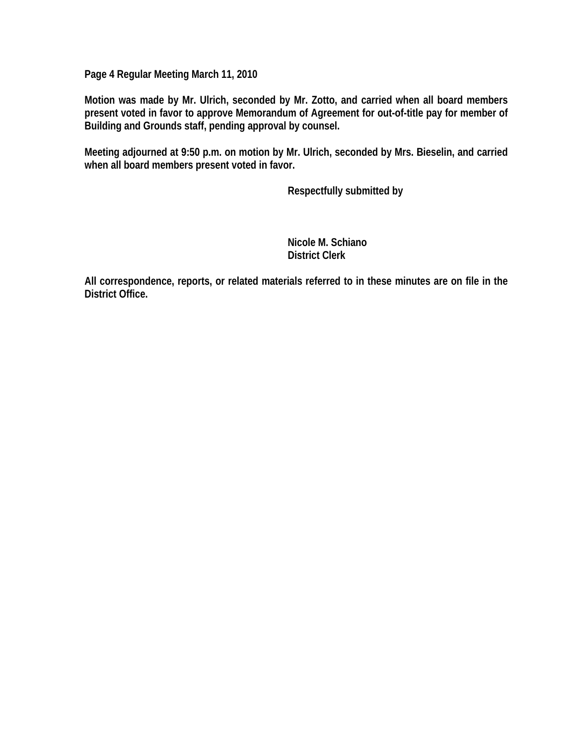**Page 4 Regular Meeting March 11, 2010**

**Motion was made by Mr. Ulrich, seconded by Mr. Zotto, and carried when all board members present voted in favor to approve Memorandum of Agreement for out-of-title pay for member of Building and Grounds staff, pending approval by counsel.**

**Meeting adjourned at 9:50 p.m. on motion by Mr. Ulrich, seconded by Mrs. Bieselin, and carried when all board members present voted in favor.**

**Respectfully submitted by**

**Nicole M. Schiano**
**District Clerk**

**All correspondence, reports, or related materials referred to in these minutes are on file in the District Office.**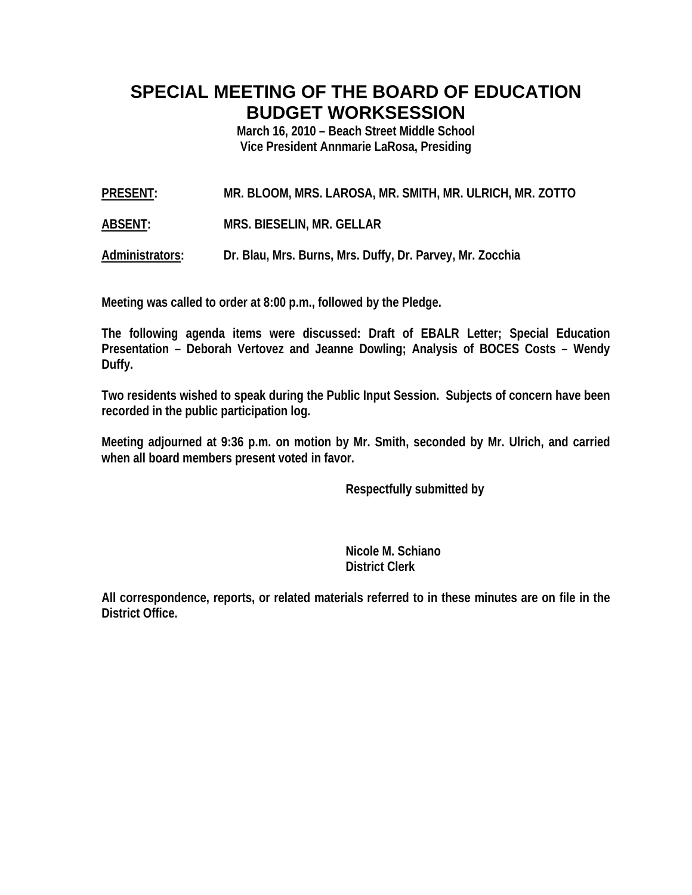# SPECIAL MEETING OF THE BOARD OF EDUCATION
# BUDGET WORKSESSION

**March 16, 2010 – Beach Street Middle School**
**Vice President Annmarie LaRosa, Presiding**

**PRESENT:** MR. BLOOM, MRS. LAROSA, MR. SMITH, MR. ULRICH, MR. ZOTTO

**ABSENT:** MRS. BIESELIN, MR. GELLAR

**Administrators:** Dr. Blau, Mrs. Burns, Mrs. Duffy, Dr. Parvey, Mr. Zocchia

Meeting was called to order at 8:00 p.m., followed by the Pledge.

The following agenda items were discussed: Draft of EBALR Letter; Special Education Presentation – Deborah Vertovez and Jeanne Dowling; Analysis of BOCES Costs – Wendy Duffy.

Two residents wished to speak during the Public Input Session. Subjects of concern have been recorded in the public participation log.

Meeting adjourned at 9:36 p.m. on motion by Mr. Smith, seconded by Mr. Ulrich, and carried when all board members present voted in favor.

Respectfully submitted by

Nicole M. Schiano
District Clerk

All correspondence, reports, or related materials referred to in these minutes are on file in the District Office.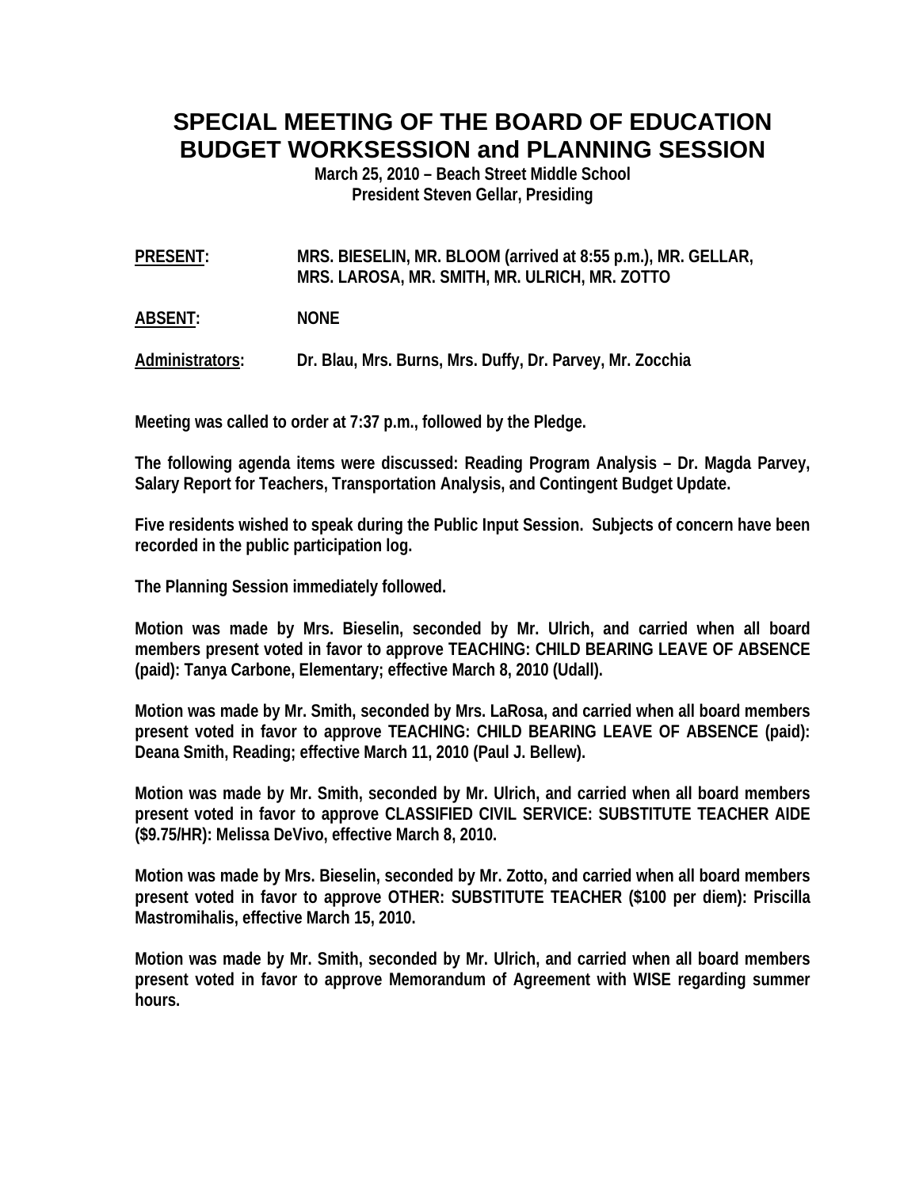# SPECIAL MEETING OF THE BOARD OF EDUCATION
# BUDGET WORKSESSION and PLANNING SESSION

**March 25, 2010 – Beach Street Middle School**
**President Steven Gellar, Presiding**

**PRESENT:** MRS. BIESELIN, MR. BLOOM (arrived at 8:55 p.m.), MR. GELLAR, MRS. LAROSA, MR. SMITH, MR. ULRICH, MR. ZOTTO

**ABSENT:** NONE

**Administrators:** Dr. Blau, Mrs. Burns, Mrs. Duffy, Dr. Parvey, Mr. Zocchia

Meeting was called to order at 7:37 p.m., followed by the Pledge.

The following agenda items were discussed: Reading Program Analysis – Dr. Magda Parvey, Salary Report for Teachers, Transportation Analysis, and Contingent Budget Update.

Five residents wished to speak during the Public Input Session. Subjects of concern have been recorded in the public participation log.

The Planning Session immediately followed.

Motion was made by Mrs. Bieselin, seconded by Mr. Ulrich, and carried when all board members present voted in favor to approve TEACHING: CHILD BEARING LEAVE OF ABSENCE (paid): Tanya Carbone, Elementary; effective March 8, 2010 (Udall).

Motion was made by Mr. Smith, seconded by Mrs. LaRosa, and carried when all board members present voted in favor to approve TEACHING: CHILD BEARING LEAVE OF ABSENCE (paid): Deana Smith, Reading; effective March 11, 2010 (Paul J. Bellew).

Motion was made by Mr. Smith, seconded by Mr. Ulrich, and carried when all board members present voted in favor to approve CLASSIFIED CIVIL SERVICE: SUBSTITUTE TEACHER AIDE ($9.75/HR): Melissa DeVivo, effective March 8, 2010.

Motion was made by Mrs. Bieselin, seconded by Mr. Zotto, and carried when all board members present voted in favor to approve OTHER: SUBSTITUTE TEACHER ($100 per diem): Priscilla Mastromihalis, effective March 15, 2010.

Motion was made by Mr. Smith, seconded by Mr. Ulrich, and carried when all board members present voted in favor to approve Memorandum of Agreement with WISE regarding summer hours.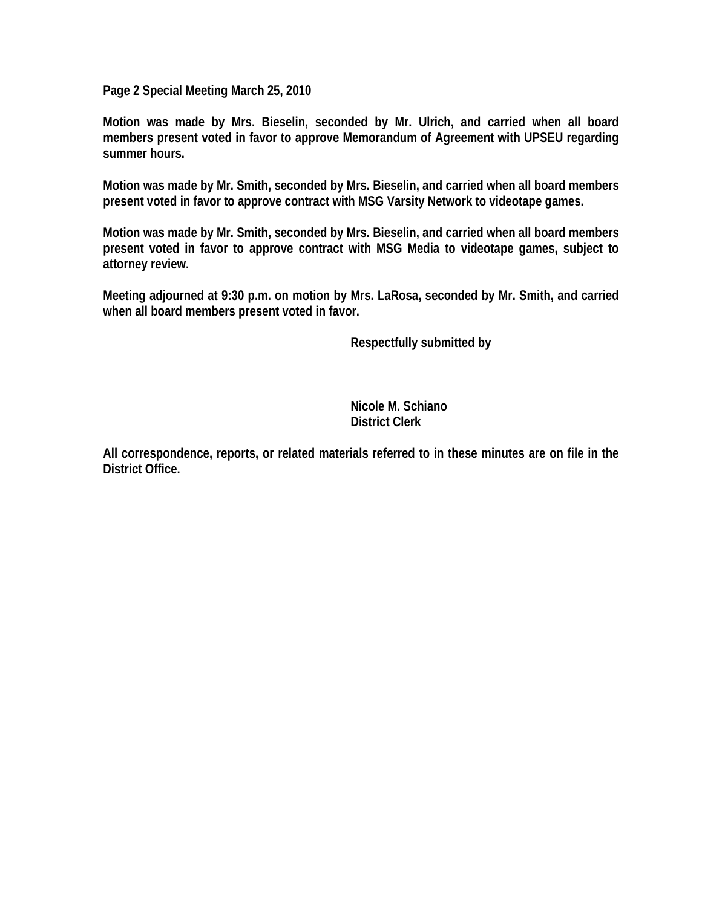**Page 2 Special Meeting March 25, 2010**

**Motion was made by Mrs. Bieselin, seconded by Mr. Ulrich, and carried when all board members present voted in favor to approve Memorandum of Agreement with UPSEU regarding summer hours.**

**Motion was made by Mr. Smith, seconded by Mrs. Bieselin, and carried when all board members present voted in favor to approve contract with MSG Varsity Network to videotape games.**

**Motion was made by Mr. Smith, seconded by Mrs. Bieselin, and carried when all board members present voted in favor to approve contract with MSG Media to videotape games, subject to attorney review.**

**Meeting adjourned at 9:30 p.m. on motion by Mrs. LaRosa, seconded by Mr. Smith, and carried when all board members present voted in favor.**

**Respectfully submitted by**

**Nicole M. Schiano**
**District Clerk**

**All correspondence, reports, or related materials referred to in these minutes are on file in the District Office.**